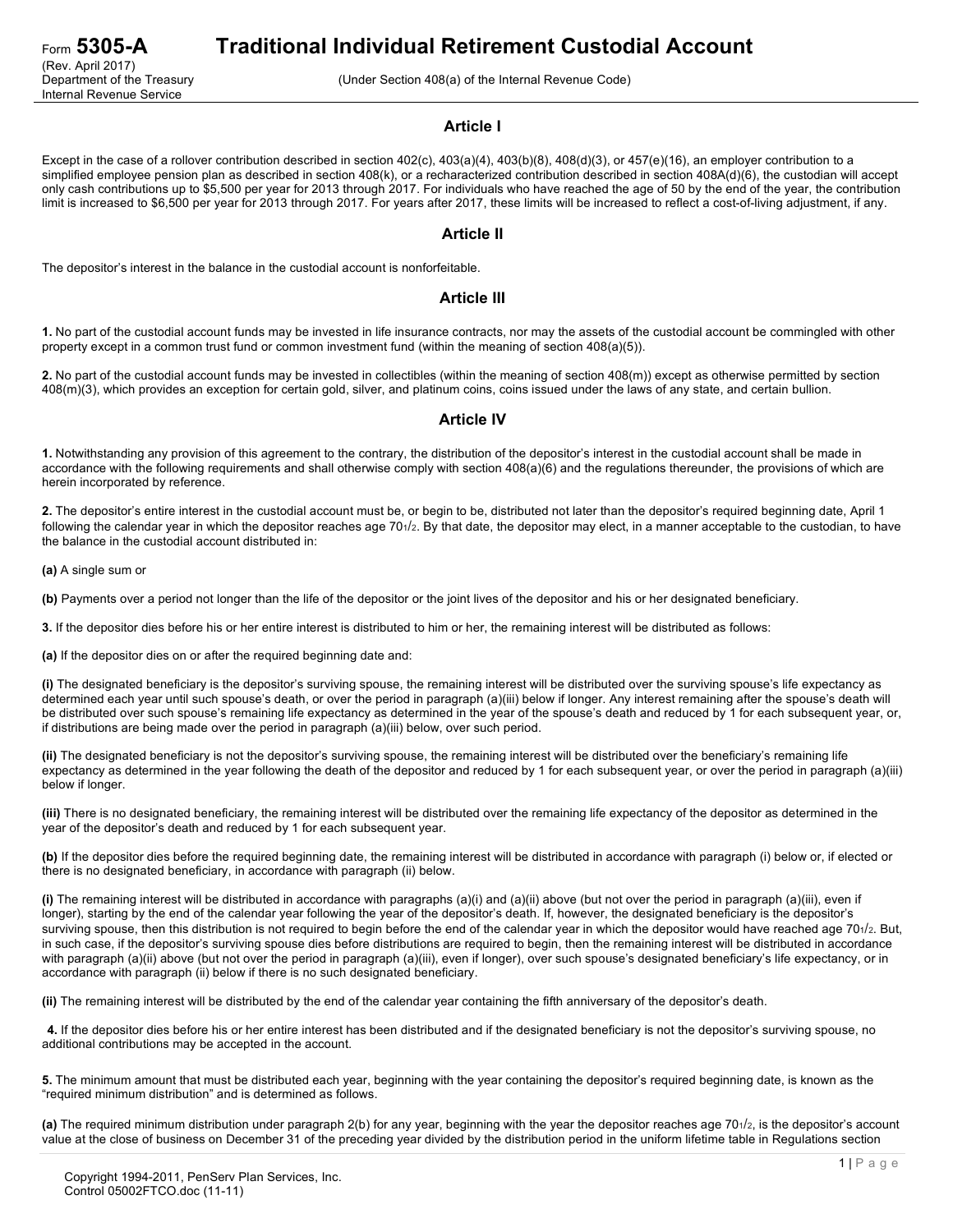Form **5305-A** (Rev. April 2017) Department of the Treasury Internal Revenue Service

# Traditional Individual Retirement Custodial Account

(Under Section 408(a) of the Internal Revenue Code)

## Article I

Except in the case of a rollover contribution described in section 402(c), 403(a)(4), 403(b)(8), 408(d)(3), or 457(e)(16), an employer contribution to a simplified employee pension plan as described in section 408(k), or a recharacterized contribution described in section 408A(d)(6), the custodian will accept only cash contributions up to $5,500 per year for 2013 through 2017. For individuals who have reached the age of 50 by the end of the year, the contribution limit is increased to $6,500 per year for 2013 through 2017. For years after 2017, these limits will be increased to reflect a cost-of-living adjustment, if any.

## Article II

The depositor's interest in the balance in the custodial account is nonforfeitable.

## Article III

**1.** No part of the custodial account funds may be invested in life insurance contracts, nor may the assets of the custodial account be commingled with other property except in a common trust fund or common investment fund (within the meaning of section 408(a)(5)).

**2.** No part of the custodial account funds may be invested in collectibles (within the meaning of section 408(m)) except as otherwise permitted by section 408(m)(3), which provides an exception for certain gold, silver, and platinum coins, coins issued under the laws of any state, and certain bullion.

## Article IV

**1.** Notwithstanding any provision of this agreement to the contrary, the distribution of the depositor's interest in the custodial account shall be made in accordance with the following requirements and shall otherwise comply with section 408(a)(6) and the regulations thereunder, the provisions of which are herein incorporated by reference.

**2.** The depositor's entire interest in the custodial account must be, or begin to be, distributed not later than the depositor's required beginning date, April 1 following the calendar year in which the depositor reaches age 70½. By that date, the depositor may elect, in a manner acceptable to the custodian, to have the balance in the custodial account distributed in:

**(a)** A single sum or

**(b)** Payments over a period not longer than the life of the depositor or the joint lives of the depositor and his or her designated beneficiary.

**3.** If the depositor dies before his or her entire interest is distributed to him or her, the remaining interest will be distributed as follows:

**(a)** If the depositor dies on or after the required beginning date and:

**(i)** The designated beneficiary is the depositor's surviving spouse, the remaining interest will be distributed over the surviving spouse's life expectancy as determined each year until such spouse's death, or over the period in paragraph (a)(iii) below if longer. Any interest remaining after the spouse's death will be distributed over such spouse's remaining life expectancy as determined in the year of the spouse's death and reduced by 1 for each subsequent year, or, if distributions are being made over the period in paragraph (a)(iii) below, over such period.

**(ii)** The designated beneficiary is not the depositor's surviving spouse, the remaining interest will be distributed over the beneficiary's remaining life expectancy as determined in the year following the death of the depositor and reduced by 1 for each subsequent year, or over the period in paragraph (a)(iii) below if longer.

**(iii)** There is no designated beneficiary, the remaining interest will be distributed over the remaining life expectancy of the depositor as determined in the year of the depositor's death and reduced by 1 for each subsequent year.

**(b)** If the depositor dies before the required beginning date, the remaining interest will be distributed in accordance with paragraph (i) below or, if elected or there is no designated beneficiary, in accordance with paragraph (ii) below.

**(i)** The remaining interest will be distributed in accordance with paragraphs (a)(i) and (a)(ii) above (but not over the period in paragraph (a)(iii), even if longer), starting by the end of the calendar year following the year of the depositor's death. If, however, the designated beneficiary is the depositor's surviving spouse, then this distribution is not required to begin before the end of the calendar year in which the depositor would have reached age 70½. But, in such case, if the depositor's surviving spouse dies before distributions are required to begin, then the remaining interest will be distributed in accordance with paragraph (a)(ii) above (but not over the period in paragraph (a)(iii), even if longer), over such spouse's designated beneficiary's life expectancy, or in accordance with paragraph (ii) below if there is no such designated beneficiary.

**(ii)** The remaining interest will be distributed by the end of the calendar year containing the fifth anniversary of the depositor's death.

**4.** If the depositor dies before his or her entire interest has been distributed and if the designated beneficiary is not the depositor's surviving spouse, no additional contributions may be accepted in the account.

**5.** The minimum amount that must be distributed each year, beginning with the year containing the depositor's required beginning date, is known as the "required minimum distribution" and is determined as follows.

**(a)** The required minimum distribution under paragraph 2(b) for any year, beginning with the year the depositor reaches age 70½, is the depositor's account value at the close of business on December 31 of the preceding year divided by the distribution period in the uniform lifetime table in Regulations section

Copyright 1994-2011, PenServ Plan Services, Inc.
Control 05002FTCO.doc (11-11)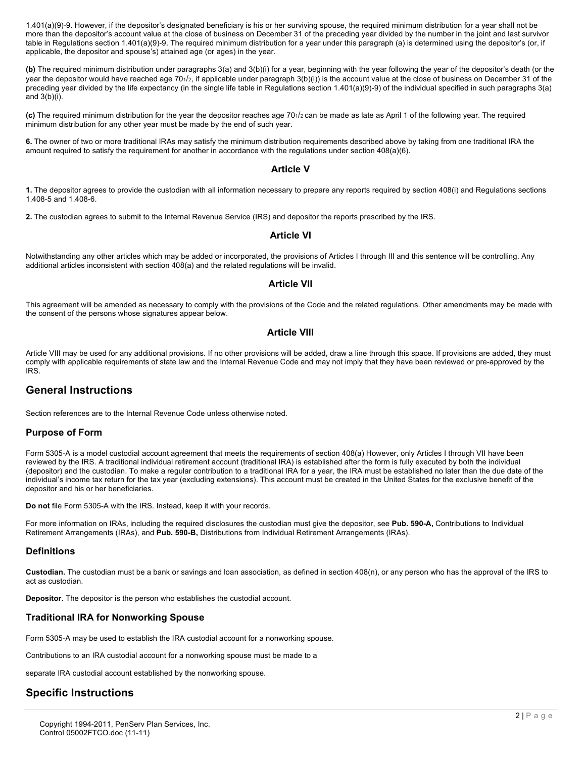1.401(a)(9)-9. However, if the depositor's designated beneficiary is his or her surviving spouse, the required minimum distribution for a year shall not be more than the depositor's account value at the close of business on December 31 of the preceding year divided by the number in the joint and last survivor table in Regulations section 1.401(a)(9)-9. The required minimum distribution for a year under this paragraph (a) is determined using the depositor's (or, if applicable, the depositor and spouse's) attained age (or ages) in the year.

**(b)** The required minimum distribution under paragraphs 3(a) and 3(b)(i) for a year, beginning with the year following the year of the depositor's death (or the year the depositor would have reached age 70½, if applicable under paragraph 3(b)(i)) is the account value at the close of business on December 31 of the preceding year divided by the life expectancy (in the single life table in Regulations section 1.401(a)(9)-9) of the individual specified in such paragraphs 3(a) and 3(b)(i).

**(c)** The required minimum distribution for the year the depositor reaches age 70½ can be made as late as April 1 of the following year. The required minimum distribution for any other year must be made by the end of such year.

**6.** The owner of two or more traditional IRAs may satisfy the minimum distribution requirements described above by taking from one traditional IRA the amount required to satisfy the requirement for another in accordance with the regulations under section 408(a)(6).

### Article V

**1.** The depositor agrees to provide the custodian with all information necessary to prepare any reports required by section 408(i) and Regulations sections 1.408-5 and 1.408-6.

**2.** The custodian agrees to submit to the Internal Revenue Service (IRS) and depositor the reports prescribed by the IRS.

### Article VI

Notwithstanding any other articles which may be added or incorporated, the provisions of Articles I through III and this sentence will be controlling. Any additional articles inconsistent with section 408(a) and the related regulations will be invalid.

### Article VII

This agreement will be amended as necessary to comply with the provisions of the Code and the related regulations. Other amendments may be made with the consent of the persons whose signatures appear below.

### Article VIII

Article VIII may be used for any additional provisions. If no other provisions will be added, draw a line through this space. If provisions are added, they must comply with applicable requirements of state law and the Internal Revenue Code and may not imply that they have been reviewed or pre-approved by the IRS.

## General Instructions

Section references are to the Internal Revenue Code unless otherwise noted.

### Purpose of Form

Form 5305-A is a model custodial account agreement that meets the requirements of section 408(a) However, only Articles I through VII have been reviewed by the IRS. A traditional individual retirement account (traditional IRA) is established after the form is fully executed by both the individual (depositor) and the custodian. To make a regular contribution to a traditional IRA for a year, the IRA must be established no later than the due date of the individual's income tax return for the tax year (excluding extensions). This account must be created in the United States for the exclusive benefit of the depositor and his or her beneficiaries.

**Do not** file Form 5305-A with the IRS. Instead, keep it with your records.

For more information on IRAs, including the required disclosures the custodian must give the depositor, see **Pub. 590-A,** Contributions to Individual Retirement Arrangements (IRAs), and **Pub. 590-B,** Distributions from Individual Retirement Arrangements (IRAs).

### Definitions

**Custodian.** The custodian must be a bank or savings and loan association, as defined in section 408(n), or any person who has the approval of the IRS to act as custodian.

**Depositor.** The depositor is the person who establishes the custodial account.

### Traditional IRA for Nonworking Spouse

Form 5305-A may be used to establish the IRA custodial account for a nonworking spouse.

Contributions to an IRA custodial account for a nonworking spouse must be made to a

separate IRA custodial account established by the nonworking spouse.

## Specific Instructions

Copyright 1994-2011, PenServ Plan Services, Inc.
Control 05002FTCO.doc (11-11)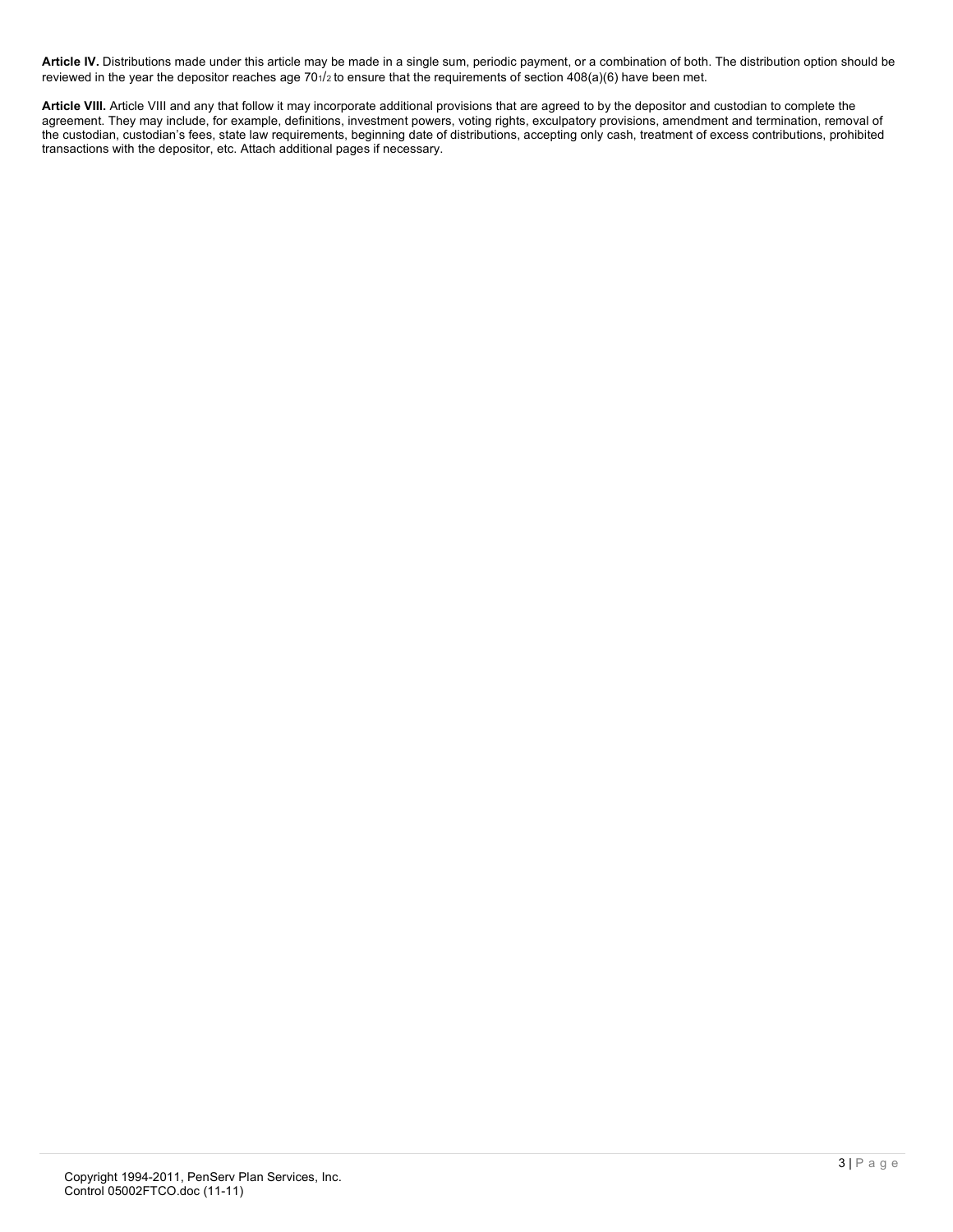**Article IV.** Distributions made under this article may be made in a single sum, periodic payment, or a combination of both. The distribution option should be reviewed in the year the depositor reaches age $70\frac{1}{2}$ to ensure that the requirements of section 408(a)(6) have been met.

**Article VIII.** Article VIII and any that follow it may incorporate additional provisions that are agreed to by the depositor and custodian to complete the agreement. They may include, for example, definitions, investment powers, voting rights, exculpatory provisions, amendment and termination, removal of the custodian, custodian's fees, state law requirements, beginning date of distributions, accepting only cash, treatment of excess contributions, prohibited transactions with the depositor, etc. Attach additional pages if necessary.

Copyright 1994-2011, PenServ Plan Services, Inc.
Control 05002FTCO.doc (11-11)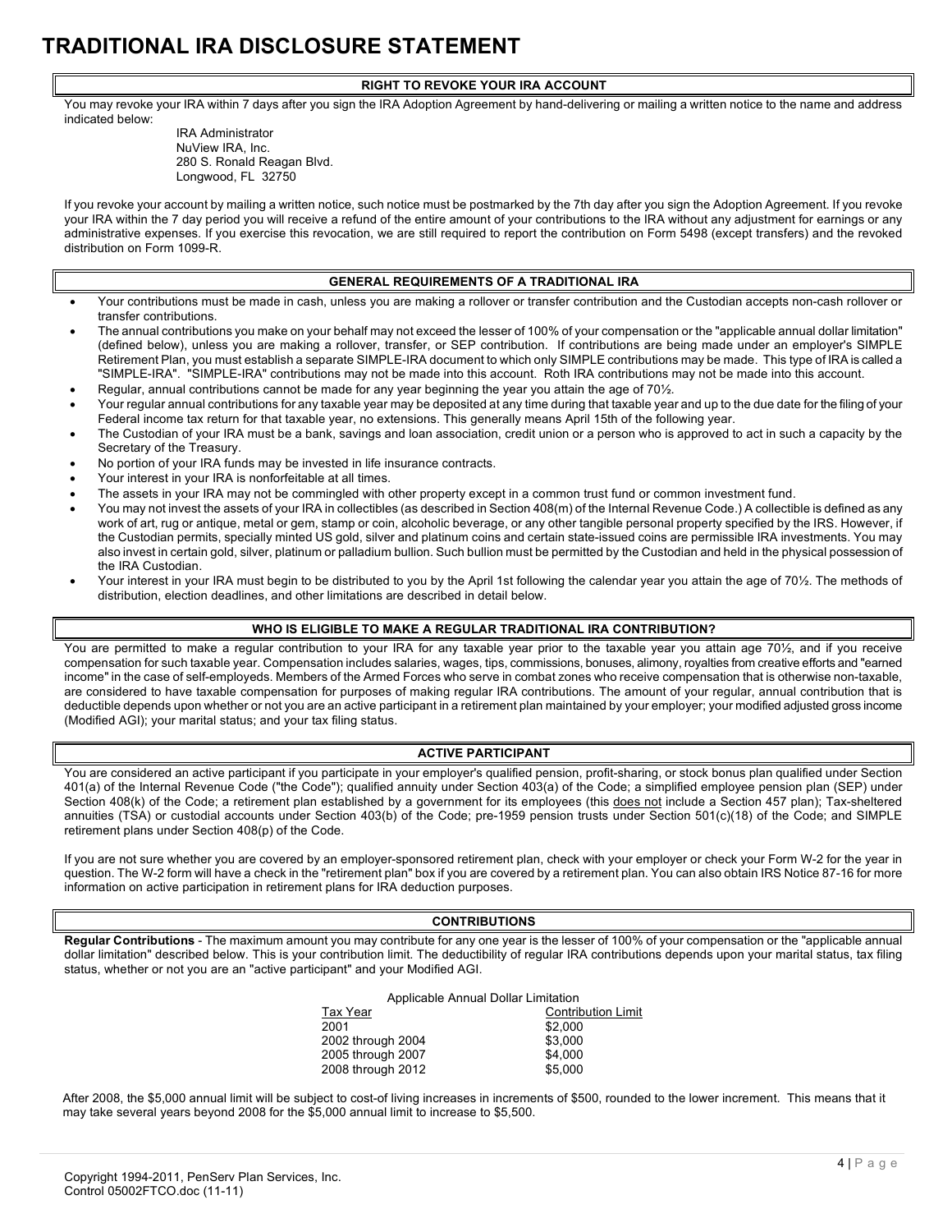# TRADITIONAL IRA DISCLOSURE STATEMENT

## RIGHT TO REVOKE YOUR IRA ACCOUNT

You may revoke your IRA within 7 days after you sign the IRA Adoption Agreement by hand-delivering or mailing a written notice to the name and address indicated below:

IRA Administrator
NuView IRA, Inc.
280 S. Ronald Reagan Blvd.
Longwood, FL 32750

If you revoke your account by mailing a written notice, such notice must be postmarked by the 7th day after you sign the Adoption Agreement. If you revoke your IRA within the 7 day period you will receive a refund of the entire amount of your contributions to the IRA without any adjustment for earnings or any administrative expenses. If you exercise this revocation, we are still required to report the contribution on Form 5498 (except transfers) and the revoked distribution on Form 1099-R.

## GENERAL REQUIREMENTS OF A TRADITIONAL IRA

- Your contributions must be made in cash, unless you are making a rollover or transfer contribution and the Custodian accepts non-cash rollover or transfer contributions.
- The annual contributions you make on your behalf may not exceed the lesser of 100% of your compensation or the "applicable annual dollar limitation" (defined below), unless you are making a rollover, transfer, or SEP contribution. If contributions are being made under an employer's SIMPLE Retirement Plan, you must establish a separate SIMPLE-IRA document to which only SIMPLE contributions may be made. This type of IRA is called a "SIMPLE-IRA". "SIMPLE-IRA" contributions may not be made into this account. Roth IRA contributions may not be made into this account.
- Regular, annual contributions cannot be made for any year beginning the year you attain the age of 70½.
- Your regular annual contributions for any taxable year may be deposited at any time during that taxable year and up to the due date for the filing of your Federal income tax return for that taxable year, no extensions. This generally means April 15th of the following year.
- The Custodian of your IRA must be a bank, savings and loan association, credit union or a person who is approved to act in such a capacity by the Secretary of the Treasury.
- No portion of your IRA funds may be invested in life insurance contracts.
- Your interest in your IRA is nonforfeitable at all times.
- The assets in your IRA may not be commingled with other property except in a common trust fund or common investment fund.
- You may not invest the assets of your IRA in collectibles (as described in Section 408(m) of the Internal Revenue Code.) A collectible is defined as any work of art, rug or antique, metal or gem, stamp or coin, alcoholic beverage, or any other tangible personal property specified by the IRS. However, if the Custodian permits, specially minted US gold, silver and platinum coins and certain state-issued coins are permissible IRA investments. You may also invest in certain gold, silver, platinum or palladium bullion. Such bullion must be permitted by the Custodian and held in the physical possession of the IRA Custodian.
- Your interest in your IRA must begin to be distributed to you by the April 1st following the calendar year you attain the age of 70½. The methods of distribution, election deadlines, and other limitations are described in detail below.

## WHO IS ELIGIBLE TO MAKE A REGULAR TRADITIONAL IRA CONTRIBUTION?

You are permitted to make a regular contribution to your IRA for any taxable year prior to the taxable year you attain age 70½, and if you receive compensation for such taxable year. Compensation includes salaries, wages, tips, commissions, bonuses, alimony, royalties from creative efforts and "earned income" in the case of self-employeds. Members of the Armed Forces who serve in combat zones who receive compensation that is otherwise non-taxable, are considered to have taxable compensation for purposes of making regular IRA contributions. The amount of your regular, annual contribution that is deductible depends upon whether or not you are an active participant in a retirement plan maintained by your employer; your modified adjusted gross income (Modified AGI); your marital status; and your tax filing status.

## ACTIVE PARTICIPANT

You are considered an active participant if you participate in your employer's qualified pension, profit-sharing, or stock bonus plan qualified under Section 401(a) of the Internal Revenue Code ("the Code"); qualified annuity under Section 403(a) of the Code; a simplified employee pension plan (SEP) under Section 408(k) of the Code; a retirement plan established by a government for its employees (this does not include a Section 457 plan); Tax-sheltered annuities (TSA) or custodial accounts under Section 403(b) of the Code; pre-1959 pension trusts under Section 501(c)(18) of the Code; and SIMPLE retirement plans under Section 408(p) of the Code.

If you are not sure whether you are covered by an employer-sponsored retirement plan, check with your employer or check your Form W-2 for the year in question. The W-2 form will have a check in the "retirement plan" box if you are covered by a retirement plan. You can also obtain IRS Notice 87-16 for more information on active participation in retirement plans for IRA deduction purposes.

## CONTRIBUTIONS

**Regular Contributions** - The maximum amount you may contribute for any one year is the lesser of 100% of your compensation or the "applicable annual dollar limitation" described below. This is your contribution limit. The deductibility of regular IRA contributions depends upon your marital status, tax filing status, whether or not you are an "active participant" and your Modified AGI.

Applicable Annual Dollar Limitation

| Tax Year | Contribution Limit |
|---|---|
| 2001 | \$2,000 |
| 2002 through 2004 | \$3,000 |
| 2005 through 2007 | \$4,000 |
| 2008 through 2012 | \$5,000 |

After 2008, the \$5,000 annual limit will be subject to cost-of living increases in increments of \$500, rounded to the lower increment. This means that it may take several years beyond 2008 for the \$5,000 annual limit to increase to \$5,500.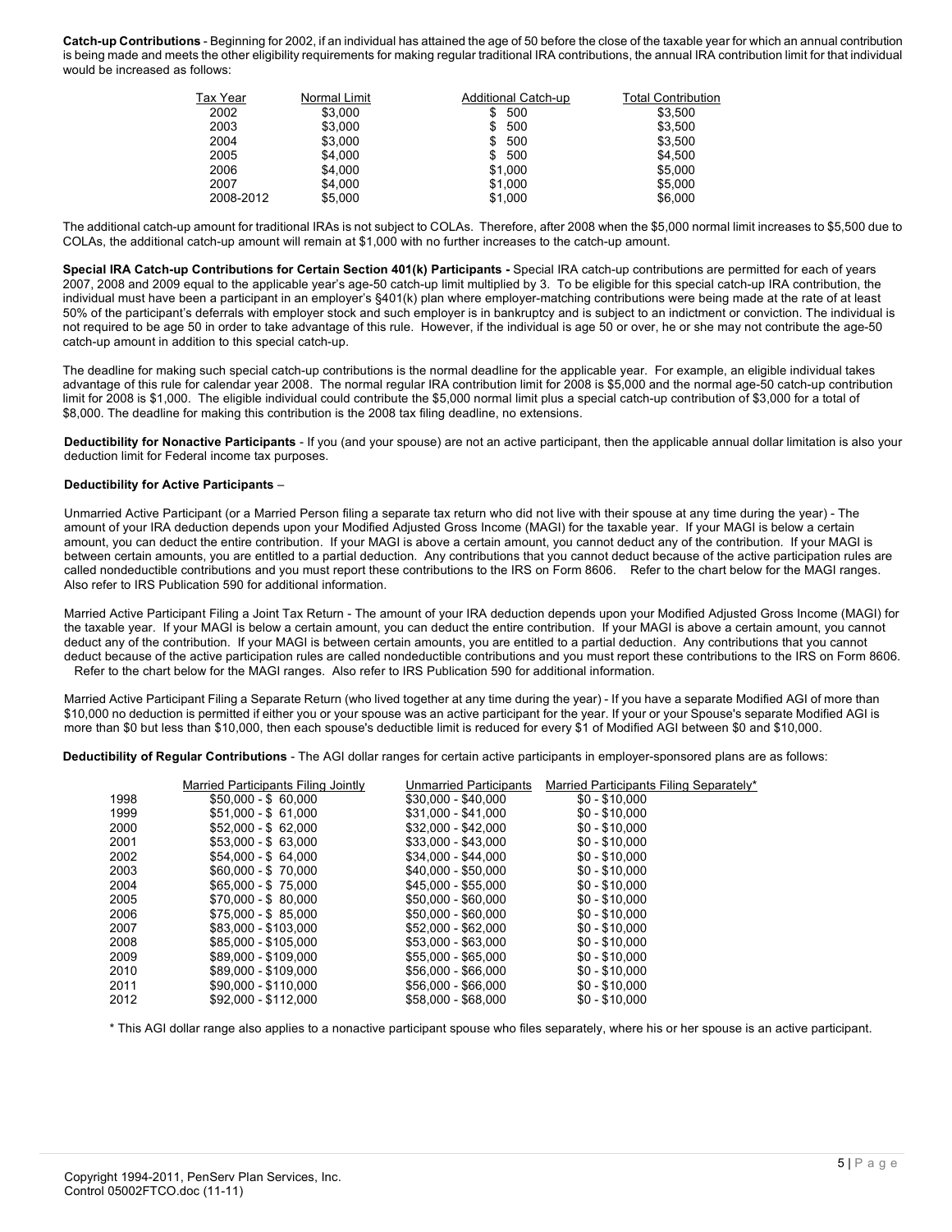**Catch-up Contributions** - Beginning for 2002, if an individual has attained the age of 50 before the close of the taxable year for which an annual contribution is being made and meets the other eligibility requirements for making regular traditional IRA contributions, the annual IRA contribution limit for that individual would be increased as follows:

| Tax Year | Normal Limit | Additional Catch-up | Total Contribution |
|---|---|---|---|
| 2002 | $3,000 | $ 500 | $3,500 |
| 2003 | $3,000 | $ 500 | $3,500 |
| 2004 | $3,000 | $ 500 | $3,500 |
| 2005 | $4,000 | $ 500 | $4,500 |
| 2006 | $4,000 | $1,000 | $5,000 |
| 2007 | $4,000 | $1,000 | $5,000 |
| 2008-2012 | $5,000 | $1,000 | $6,000 |

The additional catch-up amount for traditional IRAs is not subject to COLAs. Therefore, after 2008 when the $5,000 normal limit increases to $5,500 due to COLAs, the additional catch-up amount will remain at $1,000 with no further increases to the catch-up amount.

**Special IRA Catch-up Contributions for Certain Section 401(k) Participants -** Special IRA catch-up contributions are permitted for each of years 2007, 2008 and 2009 equal to the applicable year's age-50 catch-up limit multiplied by 3. To be eligible for this special catch-up IRA contribution, the individual must have been a participant in an employer's §401(k) plan where employer-matching contributions were being made at the rate of at least 50% of the participant's deferrals with employer stock and such employer is in bankruptcy and is subject to an indictment or conviction. The individual is not required to be age 50 in order to take advantage of this rule. However, if the individual is age 50 or over, he or she may not contribute the age-50 catch-up amount in addition to this special catch-up.

The deadline for making such special catch-up contributions is the normal deadline for the applicable year. For example, an eligible individual takes advantage of this rule for calendar year 2008. The normal regular IRA contribution limit for 2008 is $5,000 and the normal age-50 catch-up contribution limit for 2008 is $1,000. The eligible individual could contribute the $5,000 normal limit plus a special catch-up contribution of $3,000 for a total of $8,000. The deadline for making this contribution is the 2008 tax filing deadline, no extensions.

**Deductibility for Nonactive Participants** - If you (and your spouse) are not an active participant, then the applicable annual dollar limitation is also your deduction limit for Federal income tax purposes.

**Deductibility for Active Participants** –

Unmarried Active Participant (or a Married Person filing a separate tax return who did not live with their spouse at any time during the year) - The amount of your IRA deduction depends upon your Modified Adjusted Gross Income (MAGI) for the taxable year. If your MAGI is below a certain amount, you can deduct the entire contribution. If your MAGI is above a certain amount, you cannot deduct any of the contribution. If your MAGI is between certain amounts, you are entitled to a partial deduction. Any contributions that you cannot deduct because of the active participation rules are called nondeductible contributions and you must report these contributions to the IRS on Form 8606. Refer to the chart below for the MAGI ranges. Also refer to IRS Publication 590 for additional information.

Married Active Participant Filing a Joint Tax Return - The amount of your IRA deduction depends upon your Modified Adjusted Gross Income (MAGI) for the taxable year. If your MAGI is below a certain amount, you can deduct the entire contribution. If your MAGI is above a certain amount, you cannot deduct any of the contribution. If your MAGI is between certain amounts, you are entitled to a partial deduction. Any contributions that you cannot deduct because of the active participation rules are called nondeductible contributions and you must report these contributions to the IRS on Form 8606. Refer to the chart below for the MAGI ranges. Also refer to IRS Publication 590 for additional information.

Married Active Participant Filing a Separate Return (who lived together at any time during the year) - If you have a separate Modified AGI of more than $10,000 no deduction is permitted if either you or your spouse was an active participant for the year. If your or your Spouse's separate Modified AGI is more than $0 but less than $10,000, then each spouse's deductible limit is reduced for every $1 of Modified AGI between $0 and $10,000.

**Deductibility of Regular Contributions** - The AGI dollar ranges for certain active participants in employer-sponsored plans are as follows:

| | Married Participants Filing Jointly | Unmarried Participants | Married Participants Filing Separately* |
|---|---|---|---|
| 1998 | $50,000 - $ 60,000 | $30,000 - $40,000 | $0 - $10,000 |
| 1999 | $51,000 - $ 61,000 | $31,000 - $41,000 | $0 - $10,000 |
| 2000 | $52,000 - $ 62,000 | $32,000 - $42,000 | $0 - $10,000 |
| 2001 | $53,000 - $ 63,000 | $33,000 - $43,000 | $0 - $10,000 |
| 2002 | $54,000 - $ 64,000 | $34,000 - $44,000 | $0 - $10,000 |
| 2003 | $60,000 - $ 70,000 | $40,000 - $50,000 | $0 - $10,000 |
| 2004 | $65,000 - $ 75,000 | $45,000 - $55,000 | $0 - $10,000 |
| 2005 | $70,000 - $ 80,000 | $50,000 - $60,000 | $0 - $10,000 |
| 2006 | $75,000 - $ 85,000 | $50,000 - $60,000 | $0 - $10,000 |
| 2007 | $83,000 - $103,000 | $52,000 - $62,000 | $0 - $10,000 |
| 2008 | $85,000 - $105,000 | $53,000 - $63,000 | $0 - $10,000 |
| 2009 | $89,000 - $109,000 | $55,000 - $65,000 | $0 - $10,000 |
| 2010 | $89,000 - $109,000 | $56,000 - $66,000 | $0 - $10,000 |
| 2011 | $90,000 - $110,000 | $56,000 - $66,000 | $0 - $10,000 |
| 2012 | $92,000 - $112,000 | $58,000 - $68,000 | $0 - $10,000 |

\* This AGI dollar range also applies to a nonactive participant spouse who files separately, where his or her spouse is an active participant.

Copyright 1994-2011, PenServ Plan Services, Inc.
Control 05002FTCO.doc (11-11)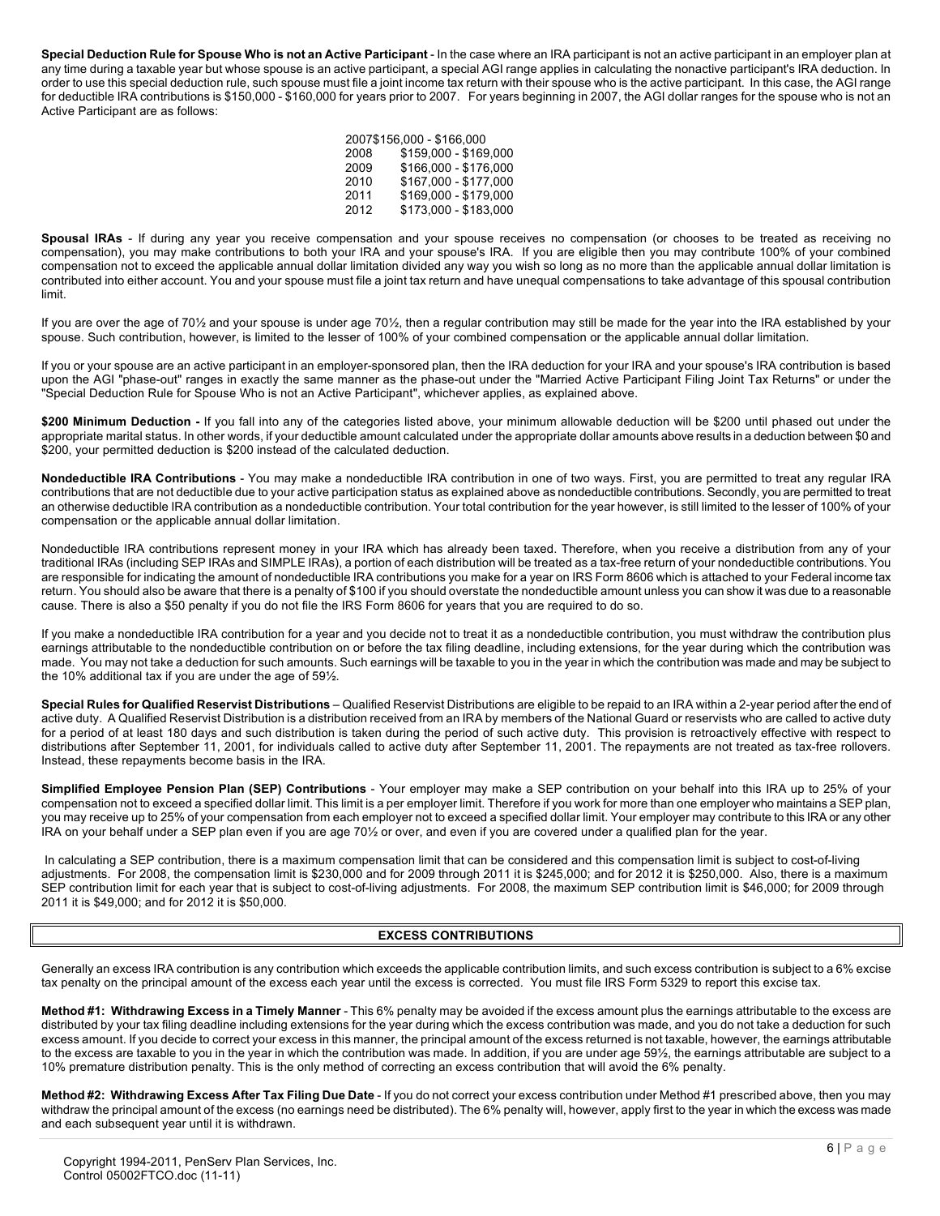**Special Deduction Rule for Spouse Who is not an Active Participant** - In the case where an IRA participant is not an active participant in an employer plan at any time during a taxable year but whose spouse is an active participant, a special AGI range applies in calculating the nonactive participant's IRA deduction. In order to use this special deduction rule, such spouse must file a joint income tax return with their spouse who is the active participant. In this case, the AGI range for deductible IRA contributions is $150,000 - $160,000 for years prior to 2007. For years beginning in 2007, the AGI dollar ranges for the spouse who is not an Active Participant are as follows:

| Year | AGI Range |
|---|---|
| 2007 | $156,000 - $166,000 |
| 2008 | $159,000 - $169,000 |
| 2009 | $166,000 - $176,000 |
| 2010 | $167,000 - $177,000 |
| 2011 | $169,000 - $179,000 |
| 2012 | $173,000 - $183,000 |

**Spousal IRAs** - If during any year you receive compensation and your spouse receives no compensation (or chooses to be treated as receiving no compensation), you may make contributions to both your IRA and your spouse's IRA. If you are eligible then you may contribute 100% of your combined compensation not to exceed the applicable annual dollar limitation divided any way you wish so long as no more than the applicable annual dollar limitation is contributed into either account. You and your spouse must file a joint tax return and have unequal compensations to take advantage of this spousal contribution limit.

If you are over the age of 70½ and your spouse is under age 70½, then a regular contribution may still be made for the year into the IRA established by your spouse. Such contribution, however, is limited to the lesser of 100% of your combined compensation or the applicable annual dollar limitation.

If you or your spouse are an active participant in an employer-sponsored plan, then the IRA deduction for your IRA and your spouse's IRA contribution is based upon the AGI "phase-out" ranges in exactly the same manner as the phase-out under the "Married Active Participant Filing Joint Tax Returns" or under the "Special Deduction Rule for Spouse Who is not an Active Participant", whichever applies, as explained above.

**$200 Minimum Deduction -** If you fall into any of the categories listed above, your minimum allowable deduction will be $200 until phased out under the appropriate marital status. In other words, if your deductible amount calculated under the appropriate dollar amounts above results in a deduction between $0 and $200, your permitted deduction is $200 instead of the calculated deduction.

**Nondeductible IRA Contributions** - You may make a nondeductible IRA contribution in one of two ways. First, you are permitted to treat any regular IRA contributions that are not deductible due to your active participation status as explained above as nondeductible contributions. Secondly, you are permitted to treat an otherwise deductible IRA contribution as a nondeductible contribution. Your total contribution for the year however, is still limited to the lesser of 100% of your compensation or the applicable annual dollar limitation.

Nondeductible IRA contributions represent money in your IRA which has already been taxed. Therefore, when you receive a distribution from any of your traditional IRAs (including SEP IRAs and SIMPLE IRAs), a portion of each distribution will be treated as a tax-free return of your nondeductible contributions. You are responsible for indicating the amount of nondeductible IRA contributions you make for a year on IRS Form 8606 which is attached to your Federal income tax return. You should also be aware that there is a penalty of $100 if you should overstate the nondeductible amount unless you can show it was due to a reasonable cause. There is also a $50 penalty if you do not file the IRS Form 8606 for years that you are required to do so.

If you make a nondeductible IRA contribution for a year and you decide not to treat it as a nondeductible contribution, you must withdraw the contribution plus earnings attributable to the nondeductible contribution on or before the tax filing deadline, including extensions, for the year during which the contribution was made. You may not take a deduction for such amounts. Such earnings will be taxable to you in the year in which the contribution was made and may be subject to the 10% additional tax if you are under the age of 59½.

**Special Rules for Qualified Reservist Distributions** – Qualified Reservist Distributions are eligible to be repaid to an IRA within a 2-year period after the end of active duty. A Qualified Reservist Distribution is a distribution received from an IRA by members of the National Guard or reservists who are called to active duty for a period of at least 180 days and such distribution is taken during the period of such active duty. This provision is retroactively effective with respect to distributions after September 11, 2001, for individuals called to active duty after September 11, 2001. The repayments are not treated as tax-free rollovers. Instead, these repayments become basis in the IRA.

**Simplified Employee Pension Plan (SEP) Contributions** - Your employer may make a SEP contribution on your behalf into this IRA up to 25% of your compensation not to exceed a specified dollar limit. This limit is a per employer limit. Therefore if you work for more than one employer who maintains a SEP plan, you may receive up to 25% of your compensation from each employer not to exceed a specified dollar limit. Your employer may contribute to this IRA or any other IRA on your behalf under a SEP plan even if you are age 70½ or over, and even if you are covered under a qualified plan for the year.

In calculating a SEP contribution, there is a maximum compensation limit that can be considered and this compensation limit is subject to cost-of-living adjustments. For 2008, the compensation limit is $230,000 and for 2009 through 2011 it is $245,000; and for 2012 it is $250,000. Also, there is a maximum SEP contribution limit for each year that is subject to cost-of-living adjustments. For 2008, the maximum SEP contribution limit is $46,000; for 2009 through 2011 it is $49,000; and for 2012 it is $50,000.

## EXCESS CONTRIBUTIONS

Generally an excess IRA contribution is any contribution which exceeds the applicable contribution limits, and such excess contribution is subject to a 6% excise tax penalty on the principal amount of the excess each year until the excess is corrected. You must file IRS Form 5329 to report this excise tax.

**Method #1: Withdrawing Excess in a Timely Manner** - This 6% penalty may be avoided if the excess amount plus the earnings attributable to the excess are distributed by your tax filing deadline including extensions for the year during which the excess contribution was made, and you do not take a deduction for such excess amount. If you decide to correct your excess in this manner, the principal amount of the excess returned is not taxable, however, the earnings attributable to the excess are taxable to you in the year in which the contribution was made. In addition, if you are under age 59½, the earnings attributable are subject to a 10% premature distribution penalty. This is the only method of correcting an excess contribution that will avoid the 6% penalty.

**Method #2: Withdrawing Excess After Tax Filing Due Date** - If you do not correct your excess contribution under Method #1 prescribed above, then you may withdraw the principal amount of the excess (no earnings need be distributed). The 6% penalty will, however, apply first to the year in which the excess was made and each subsequent year until it is withdrawn.

Copyright 1994-2011, PenServ Plan Services, Inc.
Control 05002FTCO.doc (11-11)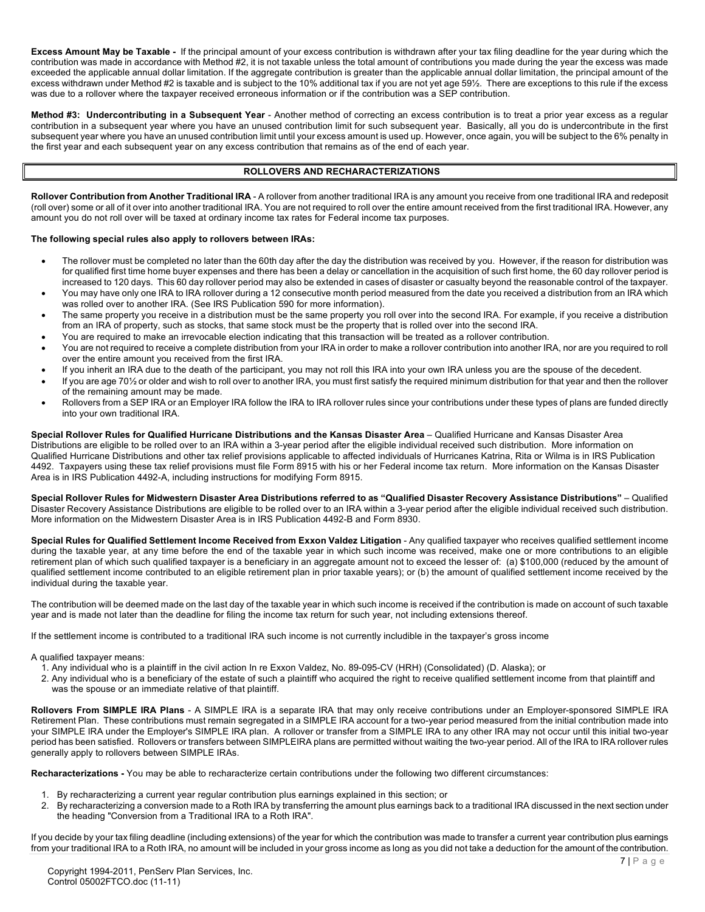**Excess Amount May be Taxable -** If the principal amount of your excess contribution is withdrawn after your tax filing deadline for the year during which the contribution was made in accordance with Method #2, it is not taxable unless the total amount of contributions you made during the year the excess was made exceeded the applicable annual dollar limitation. If the aggregate contribution is greater than the applicable annual dollar limitation, the principal amount of the excess withdrawn under Method #2 is taxable and is subject to the 10% additional tax if you are not yet age 59½. There are exceptions to this rule if the excess was due to a rollover where the taxpayer received erroneous information or if the contribution was a SEP contribution.

**Method #3: Undercontributing in a Subsequent Year** - Another method of correcting an excess contribution is to treat a prior year excess as a regular contribution in a subsequent year where you have an unused contribution limit for such subsequent year. Basically, all you do is undercontribute in the first subsequent year where you have an unused contribution limit until your excess amount is used up. However, once again, you will be subject to the 6% penalty in the first year and each subsequent year on any excess contribution that remains as of the end of each year.

## ROLLOVERS AND RECHARACTERIZATIONS

**Rollover Contribution from Another Traditional IRA** - A rollover from another traditional IRA is any amount you receive from one traditional IRA and redeposit (roll over) some or all of it over into another traditional IRA. You are not required to roll over the entire amount received from the first traditional IRA. However, any amount you do not roll over will be taxed at ordinary income tax rates for Federal income tax purposes.

**The following special rules also apply to rollovers between IRAs:**

- The rollover must be completed no later than the 60th day after the day the distribution was received by you. However, if the reason for distribution was for qualified first time home buyer expenses and there has been a delay or cancellation in the acquisition of such first home, the 60 day rollover period is increased to 120 days. This 60 day rollover period may also be extended in cases of disaster or casualty beyond the reasonable control of the taxpayer.
- You may have only one IRA to IRA rollover during a 12 consecutive month period measured from the date you received a distribution from an IRA which was rolled over to another IRA. (See IRS Publication 590 for more information).
- The same property you receive in a distribution must be the same property you roll over into the second IRA. For example, if you receive a distribution from an IRA of property, such as stocks, that same stock must be the property that is rolled over into the second IRA.
- You are required to make an irrevocable election indicating that this transaction will be treated as a rollover contribution.
- You are not required to receive a complete distribution from your IRA in order to make a rollover contribution into another IRA, nor are you required to roll over the entire amount you received from the first IRA.
- If you inherit an IRA due to the death of the participant, you may not roll this IRA into your own IRA unless you are the spouse of the decedent.
- If you are age 70½ or older and wish to roll over to another IRA, you must first satisfy the required minimum distribution for that year and then the rollover of the remaining amount may be made.
- Rollovers from a SEP IRA or an Employer IRA follow the IRA to IRA rollover rules since your contributions under these types of plans are funded directly into your own traditional IRA.

**Special Rollover Rules for Qualified Hurricane Distributions and the Kansas Disaster Area** – Qualified Hurricane and Kansas Disaster Area Distributions are eligible to be rolled over to an IRA within a 3-year period after the eligible individual received such distribution. More information on Qualified Hurricane Distributions and other tax relief provisions applicable to affected individuals of Hurricanes Katrina, Rita or Wilma is in IRS Publication 4492. Taxpayers using these tax relief provisions must file Form 8915 with his or her Federal income tax return. More information on the Kansas Disaster Area is in IRS Publication 4492-A, including instructions for modifying Form 8915.

**Special Rollover Rules for Midwestern Disaster Area Distributions referred to as "Qualified Disaster Recovery Assistance Distributions"** – Qualified Disaster Recovery Assistance Distributions are eligible to be rolled over to an IRA within a 3-year period after the eligible individual received such distribution. More information on the Midwestern Disaster Area is in IRS Publication 4492-B and Form 8930.

**Special Rules for Qualified Settlement Income Received from Exxon Valdez Litigation** - Any qualified taxpayer who receives qualified settlement income during the taxable year, at any time before the end of the taxable year in which such income was received, make one or more contributions to an eligible retirement plan of which such qualified taxpayer is a beneficiary in an aggregate amount not to exceed the lesser of: (a) $100,000 (reduced by the amount of qualified settlement income contributed to an eligible retirement plan in prior taxable years); or (b) the amount of qualified settlement income received by the individual during the taxable year.

The contribution will be deemed made on the last day of the taxable year in which such income is received if the contribution is made on account of such taxable year and is made not later than the deadline for filing the income tax return for such year, not including extensions thereof.

If the settlement income is contributed to a traditional IRA such income is not currently includible in the taxpayer's gross income

A qualified taxpayer means:

1. Any individual who is a plaintiff in the civil action In re Exxon Valdez, No. 89-095-CV (HRH) (Consolidated) (D. Alaska); or
2. Any individual who is a beneficiary of the estate of such a plaintiff who acquired the right to receive qualified settlement income from that plaintiff and was the spouse or an immediate relative of that plaintiff.

**Rollovers From SIMPLE IRA Plans** - A SIMPLE IRA is a separate IRA that may only receive contributions under an Employer-sponsored SIMPLE IRA Retirement Plan. These contributions must remain segregated in a SIMPLE IRA account for a two-year period measured from the initial contribution made into your SIMPLE IRA under the Employer's SIMPLE IRA plan. A rollover or transfer from a SIMPLE IRA to any other IRA may not occur until this initial two-year period has been satisfied. Rollovers or transfers between SIMPLEIRA plans are permitted without waiting the two-year period. All of the IRA to IRA rollover rules generally apply to rollovers between SIMPLE IRAs.

**Recharacterizations -** You may be able to recharacterize certain contributions under the following two different circumstances:

1. By recharacterizing a current year regular contribution plus earnings explained in this section; or
2. By recharacterizing a conversion made to a Roth IRA by transferring the amount plus earnings back to a traditional IRA discussed in the next section under the heading "Conversion from a Traditional IRA to a Roth IRA".

If you decide by your tax filing deadline (including extensions) of the year for which the contribution was made to transfer a current year contribution plus earnings from your traditional IRA to a Roth IRA, no amount will be included in your gross income as long as you did not take a deduction for the amount of the contribution.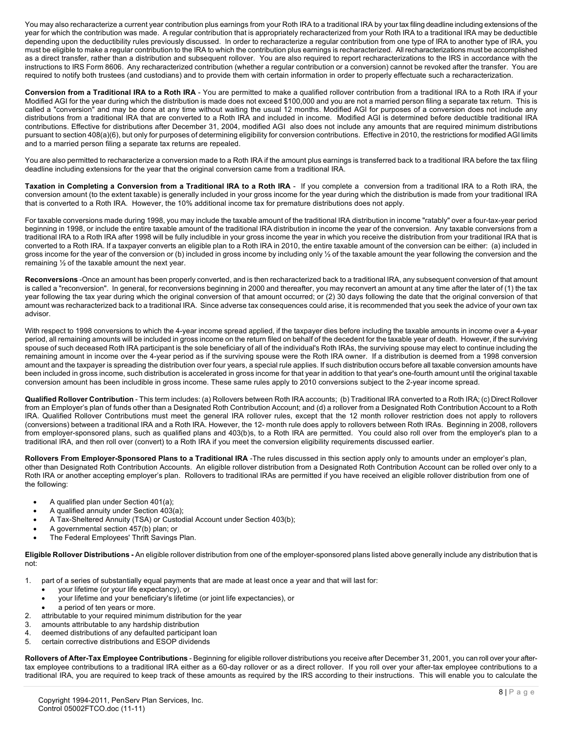You may also recharacterize a current year contribution plus earnings from your Roth IRA to a traditional IRA by your tax filing deadline including extensions of the year for which the contribution was made. A regular contribution that is appropriately recharacterized from your Roth IRA to a traditional IRA may be deductible depending upon the deductibility rules previously discussed. In order to recharacterize a regular contribution from one type of IRA to another type of IRA, you must be eligible to make a regular contribution to the IRA to which the contribution plus earnings is recharacterized. All recharacterizations must be accomplished as a direct transfer, rather than a distribution and subsequent rollover. You are also required to report recharacterizations to the IRS in accordance with the instructions to IRS Form 8606. Any recharacterized contribution (whether a regular contribution or a conversion) cannot be revoked after the transfer. You are required to notify both trustees (and custodians) and to provide them with certain information in order to properly effectuate such a recharacterization.

**Conversion from a Traditional IRA to a Roth IRA** - You are permitted to make a qualified rollover contribution from a traditional IRA to a Roth IRA if your Modified AGI for the year during which the distribution is made does not exceed $100,000 and you are not a married person filing a separate tax return. This is called a "conversion" and may be done at any time without waiting the usual 12 months. Modified AGI for purposes of a conversion does not include any distributions from a traditional IRA that are converted to a Roth IRA and included in income. Modified AGI is determined before deductible traditional IRA contributions. Effective for distributions after December 31, 2004, modified AGI also does not include any amounts that are required minimum distributions pursuant to section 408(a)(6), but only for purposes of determining eligibility for conversion contributions. Effective in 2010, the restrictions for modified AGI limits and to a married person filing a separate tax returns are repealed.

You are also permitted to recharacterize a conversion made to a Roth IRA if the amount plus earnings is transferred back to a traditional IRA before the tax filing deadline including extensions for the year that the original conversion came from a traditional IRA.

**Taxation in Completing a Conversion from a Traditional IRA to a Roth IRA** - If you complete a conversion from a traditional IRA to a Roth IRA, the conversion amount (to the extent taxable) is generally included in your gross income for the year during which the distribution is made from your traditional IRA that is converted to a Roth IRA. However, the 10% additional income tax for premature distributions does not apply.

For taxable conversions made during 1998, you may include the taxable amount of the traditional IRA distribution in income "ratably" over a four-tax-year period beginning in 1998, or include the entire taxable amount of the traditional IRA distribution in income the year of the conversion. Any taxable conversions from a traditional IRA to a Roth IRA after 1998 will be fully includible in your gross income the year in which you receive the distribution from your traditional IRA that is converted to a Roth IRA. If a taxpayer converts an eligible plan to a Roth IRA in 2010, the entire taxable amount of the conversion can be either: (a) included in gross income for the year of the conversion or (b) included in gross income by including only ½ of the taxable amount the year following the conversion and the remaining ½ of the taxable amount the next year.

**Reconversions** -Once an amount has been properly converted, and is then recharacterized back to a traditional IRA, any subsequent conversion of that amount is called a "reconversion". In general, for reconversions beginning in 2000 and thereafter, you may reconvert an amount at any time after the later of (1) the tax year following the tax year during which the original conversion of that amount occurred; or (2) 30 days following the date that the original conversion of that amount was recharacterized back to a traditional IRA. Since adverse tax consequences could arise, it is recommended that you seek the advice of your own tax advisor.

With respect to 1998 conversions to which the 4-year income spread applied, if the taxpayer dies before including the taxable amounts in income over a 4-year period, all remaining amounts will be included in gross income on the return filed on behalf of the decedent for the taxable year of death. However, if the surviving spouse of such deceased Roth IRA participant is the sole beneficiary of all of the individual's Roth IRAs, the surviving spouse may elect to continue including the remaining amount in income over the 4-year period as if the surviving spouse were the Roth IRA owner. If a distribution is deemed from a 1998 conversion amount and the taxpayer is spreading the distribution over four years, a special rule applies. If such distribution occurs before all taxable conversion amounts have been included in gross income, such distribution is accelerated in gross income for that year in addition to that year's one-fourth amount until the original taxable conversion amount has been includible in gross income. These same rules apply to 2010 conversions subject to the 2-year income spread.

**Qualified Rollover Contribution** - This term includes: (a) Rollovers between Roth IRA accounts; (b) Traditional IRA converted to a Roth IRA; (c) Direct Rollover from an Employer's plan of funds other than a Designated Roth Contribution Account; and (d) a rollover from a Designated Roth Contribution Account to a Roth IRA. Qualified Rollover Contributions must meet the general IRA rollover rules, except that the 12 month rollover restriction does not apply to rollovers (conversions) between a traditional IRA and a Roth IRA. However, the 12- month rule does apply to rollovers between Roth IRAs. Beginning in 2008, rollovers from employer-sponsored plans, such as qualified plans and 403(b)s, to a Roth IRA are permitted. You could also roll over from the employer's plan to a traditional IRA, and then roll over (convert) to a Roth IRA if you meet the conversion eligibility requirements discussed earlier.

**Rollovers From Employer-Sponsored Plans to a Traditional IRA** -The rules discussed in this section apply only to amounts under an employer's plan, other than Designated Roth Contribution Accounts. An eligible rollover distribution from a Designated Roth Contribution Account can be rolled over only to a Roth IRA or another accepting employer's plan. Rollovers to traditional IRAs are permitted if you have received an eligible rollover distribution from one of the following:

- A qualified plan under Section 401(a);
- A qualified annuity under Section 403(a);
- A Tax-Sheltered Annuity (TSA) or Custodial Account under Section 403(b);
- A governmental section 457(b) plan; or
- The Federal Employees' Thrift Savings Plan.

**Eligible Rollover Distributions -** An eligible rollover distribution from one of the employer-sponsored plans listed above generally include any distribution that is not:

1. part of a series of substantially equal payments that are made at least once a year and that will last for:
   - your lifetime (or your life expectancy), or
   - your lifetime and your beneficiary's lifetime (or joint life expectancies), or
   - a period of ten years or more.
2. attributable to your required minimum distribution for the year
3. amounts attributable to any hardship distribution
4. deemed distributions of any defaulted participant loan
5. certain corrective distributions and ESOP dividends

**Rollovers of After-Tax Employee Contributions** - Beginning for eligible rollover distributions you receive after December 31, 2001, you can roll over your after-tax employee contributions to a traditional IRA either as a 60-day rollover or as a direct rollover. If you roll over your after-tax employee contributions to a traditional IRA, you are required to keep track of these amounts as required by the IRS according to their instructions. This will enable you to calculate the

Copyright 1994-2011, PenServ Plan Services, Inc.
Control 05002FTCO.doc (11-11)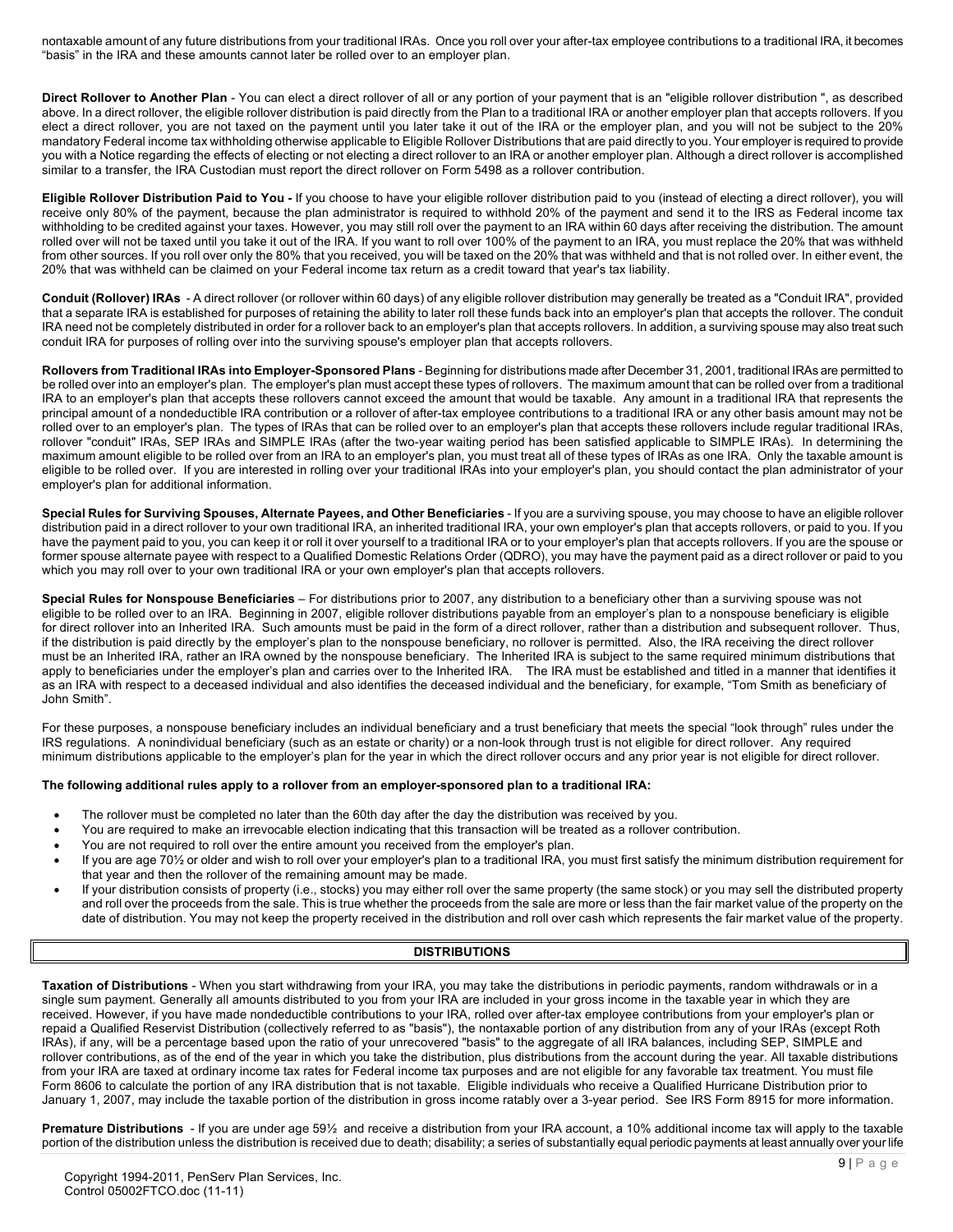nontaxable amount of any future distributions from your traditional IRAs. Once you roll over your after-tax employee contributions to a traditional IRA, it becomes "basis" in the IRA and these amounts cannot later be rolled over to an employer plan.

**Direct Rollover to Another Plan** - You can elect a direct rollover of all or any portion of your payment that is an "eligible rollover distribution ", as described above. In a direct rollover, the eligible rollover distribution is paid directly from the Plan to a traditional IRA or another employer plan that accepts rollovers. If you elect a direct rollover, you are not taxed on the payment until you later take it out of the IRA or the employer plan, and you will not be subject to the 20% mandatory Federal income tax withholding otherwise applicable to Eligible Rollover Distributions that are paid directly to you. Your employer is required to provide you with a Notice regarding the effects of electing or not electing a direct rollover to an IRA or another employer plan. Although a direct rollover is accomplished similar to a transfer, the IRA Custodian must report the direct rollover on Form 5498 as a rollover contribution.

**Eligible Rollover Distribution Paid to You -** If you choose to have your eligible rollover distribution paid to you (instead of electing a direct rollover), you will receive only 80% of the payment, because the plan administrator is required to withhold 20% of the payment and send it to the IRS as Federal income tax withholding to be credited against your taxes. However, you may still roll over the payment to an IRA within 60 days after receiving the distribution. The amount rolled over will not be taxed until you take it out of the IRA. If you want to roll over 100% of the payment to an IRA, you must replace the 20% that was withheld from other sources. If you roll over only the 80% that you received, you will be taxed on the 20% that was withheld and that is not rolled over. In either event, the 20% that was withheld can be claimed on your Federal income tax return as a credit toward that year's tax liability.

**Conduit (Rollover) IRAs** - A direct rollover (or rollover within 60 days) of any eligible rollover distribution may generally be treated as a "Conduit IRA", provided that a separate IRA is established for purposes of retaining the ability to later roll these funds back into an employer's plan that accepts the rollover. The conduit IRA need not be completely distributed in order for a rollover back to an employer's plan that accepts rollovers. In addition, a surviving spouse may also treat such conduit IRA for purposes of rolling over into the surviving spouse's employer plan that accepts rollovers.

**Rollovers from Traditional IRAs into Employer-Sponsored Plans** - Beginning for distributions made after December 31, 2001, traditional IRAs are permitted to be rolled over into an employer's plan. The employer's plan must accept these types of rollovers. The maximum amount that can be rolled over from a traditional IRA to an employer's plan that accepts these rollovers cannot exceed the amount that would be taxable. Any amount in a traditional IRA that represents the principal amount of a nondeductible IRA contribution or a rollover of after-tax employee contributions to a traditional IRA or any other basis amount may not be rolled over to an employer's plan. The types of IRAs that can be rolled over to an employer's plan that accepts these rollovers include regular traditional IRAs, rollover "conduit" IRAs, SEP IRAs and SIMPLE IRAs (after the two-year waiting period has been satisfied applicable to SIMPLE IRAs). In determining the maximum amount eligible to be rolled over from an IRA to an employer's plan, you must treat all of these types of IRAs as one IRA. Only the taxable amount is eligible to be rolled over. If you are interested in rolling over your traditional IRAs into your employer's plan, you should contact the plan administrator of your employer's plan for additional information.

**Special Rules for Surviving Spouses, Alternate Payees, and Other Beneficiaries** - If you are a surviving spouse, you may choose to have an eligible rollover distribution paid in a direct rollover to your own traditional IRA, an inherited traditional IRA, your own employer's plan that accepts rollovers, or paid to you. If you have the payment paid to you, you can keep it or roll it over yourself to a traditional IRA or to your employer's plan that accepts rollovers. If you are the spouse or former spouse alternate payee with respect to a Qualified Domestic Relations Order (QDRO), you may have the payment paid as a direct rollover or paid to you which you may roll over to your own traditional IRA or your own employer's plan that accepts rollovers.

**Special Rules for Nonspouse Beneficiaries** – For distributions prior to 2007, any distribution to a beneficiary other than a surviving spouse was not eligible to be rolled over to an IRA. Beginning in 2007, eligible rollover distributions payable from an employer's plan to a nonspouse beneficiary is eligible for direct rollover into an Inherited IRA. Such amounts must be paid in the form of a direct rollover, rather than a distribution and subsequent rollover. Thus, if the distribution is paid directly by the employer's plan to the nonspouse beneficiary, no rollover is permitted. Also, the IRA receiving the direct rollover must be an Inherited IRA, rather an IRA owned by the nonspouse beneficiary. The Inherited IRA is subject to the same required minimum distributions that apply to beneficiaries under the employer's plan and carries over to the Inherited IRA. The IRA must be established and titled in a manner that identifies it as an IRA with respect to a deceased individual and also identifies the deceased individual and the beneficiary, for example, "Tom Smith as beneficiary of John Smith".

For these purposes, a nonspouse beneficiary includes an individual beneficiary and a trust beneficiary that meets the special "look through" rules under the IRS regulations. A nonindividual beneficiary (such as an estate or charity) or a non-look through trust is not eligible for direct rollover. Any required minimum distributions applicable to the employer's plan for the year in which the direct rollover occurs and any prior year is not eligible for direct rollover.

**The following additional rules apply to a rollover from an employer-sponsored plan to a traditional IRA:**

- The rollover must be completed no later than the 60th day after the day the distribution was received by you.
- You are required to make an irrevocable election indicating that this transaction will be treated as a rollover contribution.
- You are not required to roll over the entire amount you received from the employer's plan.
- If you are age 70½ or older and wish to roll over your employer's plan to a traditional IRA, you must first satisfy the minimum distribution requirement for that year and then the rollover of the remaining amount may be made.
- If your distribution consists of property (i.e., stocks) you may either roll over the same property (the same stock) or you may sell the distributed property and roll over the proceeds from the sale. This is true whether the proceeds from the sale are more or less than the fair market value of the property on the date of distribution. You may not keep the property received in the distribution and roll over cash which represents the fair market value of the property.

## DISTRIBUTIONS

**Taxation of Distributions** - When you start withdrawing from your IRA, you may take the distributions in periodic payments, random withdrawals or in a single sum payment. Generally all amounts distributed to you from your IRA are included in your gross income in the taxable year in which they are received. However, if you have made nondeductible contributions to your IRA, rolled over after-tax employee contributions from your employer's plan or repaid a Qualified Reservist Distribution (collectively referred to as "basis"), the nontaxable portion of any distribution from any of your IRAs (except Roth IRAs), if any, will be a percentage based upon the ratio of your unrecovered "basis" to the aggregate of all IRA balances, including SEP, SIMPLE and rollover contributions, as of the end of the year in which you take the distribution, plus distributions from the account during the year. All taxable distributions from your IRA are taxed at ordinary income tax rates for Federal income tax purposes and are not eligible for any favorable tax treatment. You must file Form 8606 to calculate the portion of any IRA distribution that is not taxable. Eligible individuals who receive a Qualified Hurricane Distribution prior to January 1, 2007, may include the taxable portion of the distribution in gross income ratably over a 3-year period. See IRS Form 8915 for more information.

**Premature Distributions** - If you are under age 59½ and receive a distribution from your IRA account, a 10% additional income tax will apply to the taxable portion of the distribution unless the distribution is received due to death; disability; a series of substantially equal periodic payments at least annually over your life

Copyright 1994-2011, PenServ Plan Services, Inc.
Control 05002FTCO.doc (11-11)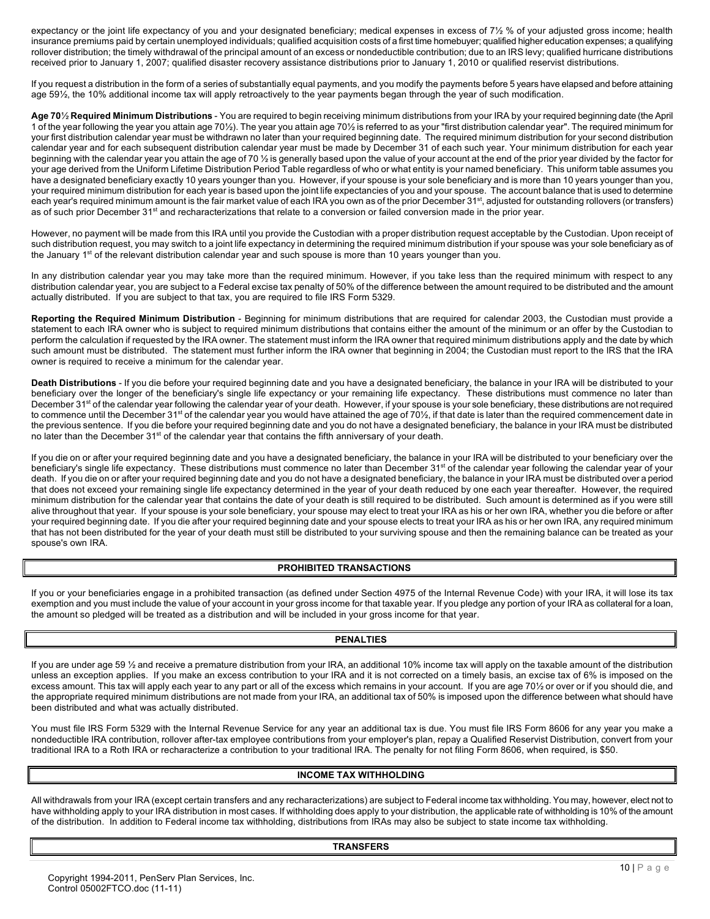expectancy or the joint life expectancy of you and your designated beneficiary; medical expenses in excess of 7½ % of your adjusted gross income; health insurance premiums paid by certain unemployed individuals; qualified acquisition costs of a first time homebuyer; qualified higher education expenses; a qualifying rollover distribution; the timely withdrawal of the principal amount of an excess or nondeductible contribution; due to an IRS levy; qualified hurricane distributions received prior to January 1, 2007; qualified disaster recovery assistance distributions prior to January 1, 2010 or qualified reservist distributions.

If you request a distribution in the form of a series of substantially equal payments, and you modify the payments before 5 years have elapsed and before attaining age 59½, the 10% additional income tax will apply retroactively to the year payments began through the year of such modification.

**Age 70½ Required Minimum Distributions** - You are required to begin receiving minimum distributions from your IRA by your required beginning date (the April 1 of the year following the year you attain age 70½). The year you attain age 70½ is referred to as your "first distribution calendar year". The required minimum for your first distribution calendar year must be withdrawn no later than your required beginning date. The required minimum distribution for your second distribution calendar year and for each subsequent distribution calendar year must be made by December 31 of each such year. Your minimum distribution for each year beginning with the calendar year you attain the age of 70 ½ is generally based upon the value of your account at the end of the prior year divided by the factor for your age derived from the Uniform Lifetime Distribution Period Table regardless of who or what entity is your named beneficiary. This uniform table assumes you have a designated beneficiary exactly 10 years younger than you. However, if your spouse is your sole beneficiary and is more than 10 years younger than you, your required minimum distribution for each year is based upon the joint life expectancies of you and your spouse. The account balance that is used to determine each year's required minimum amount is the fair market value of each IRA you own as of the prior December 31st, adjusted for outstanding rollovers (or transfers) as of such prior December 31st and recharacterizations that relate to a conversion or failed conversion made in the prior year.

However, no payment will be made from this IRA until you provide the Custodian with a proper distribution request acceptable by the Custodian. Upon receipt of such distribution request, you may switch to a joint life expectancy in determining the required minimum distribution if your spouse was your sole beneficiary as of the January 1st of the relevant distribution calendar year and such spouse is more than 10 years younger than you.

In any distribution calendar year you may take more than the required minimum. However, if you take less than the required minimum with respect to any distribution calendar year, you are subject to a Federal excise tax penalty of 50% of the difference between the amount required to be distributed and the amount actually distributed. If you are subject to that tax, you are required to file IRS Form 5329.

**Reporting the Required Minimum Distribution** - Beginning for minimum distributions that are required for calendar 2003, the Custodian must provide a statement to each IRA owner who is subject to required minimum distributions that contains either the amount of the minimum or an offer by the Custodian to perform the calculation if requested by the IRA owner. The statement must inform the IRA owner that required minimum distributions apply and the date by which such amount must be distributed. The statement must further inform the IRA owner that beginning in 2004; the Custodian must report to the IRS that the IRA owner is required to receive a minimum for the calendar year.

**Death Distributions** - If you die before your required beginning date and you have a designated beneficiary, the balance in your IRA will be distributed to your beneficiary over the longer of the beneficiary's single life expectancy or your remaining life expectancy. These distributions must commence no later than December 31st of the calendar year following the calendar year of your death. However, if your spouse is your sole beneficiary, these distributions are not required to commence until the December 31st of the calendar year you would have attained the age of 70½, if that date is later than the required commencement date in the previous sentence. If you die before your required beginning date and you do not have a designated beneficiary, the balance in your IRA must be distributed no later than the December 31st of the calendar year that contains the fifth anniversary of your death.

If you die on or after your required beginning date and you have a designated beneficiary, the balance in your IRA will be distributed to your beneficiary over the beneficiary's single life expectancy. These distributions must commence no later than December 31st of the calendar year following the calendar year of your death. If you die on or after your required beginning date and you do not have a designated beneficiary, the balance in your IRA must be distributed over a period that does not exceed your remaining single life expectancy determined in the year of your death reduced by one each year thereafter. However, the required minimum distribution for the calendar year that contains the date of your death is still required to be distributed. Such amount is determined as if you were still alive throughout that year. If your spouse is your sole beneficiary, your spouse may elect to treat your IRA as his or her own IRA, whether you die before or after your required beginning date. If you die after your required beginning date and your spouse elects to treat your IRA as his or her own IRA, any required minimum that has not been distributed for the year of your death must still be distributed to your surviving spouse and then the remaining balance can be treated as your spouse's own IRA.

## PROHIBITED TRANSACTIONS

If you or your beneficiaries engage in a prohibited transaction (as defined under Section 4975 of the Internal Revenue Code) with your IRA, it will lose its tax exemption and you must include the value of your account in your gross income for that taxable year. If you pledge any portion of your IRA as collateral for a loan, the amount so pledged will be treated as a distribution and will be included in your gross income for that year.

## PENALTIES

If you are under age 59 ½ and receive a premature distribution from your IRA, an additional 10% income tax will apply on the taxable amount of the distribution unless an exception applies. If you make an excess contribution to your IRA and it is not corrected on a timely basis, an excise tax of 6% is imposed on the excess amount. This tax will apply each year to any part or all of the excess which remains in your account. If you are age 70½ or over or if you should die, and the appropriate required minimum distributions are not made from your IRA, an additional tax of 50% is imposed upon the difference between what should have been distributed and what was actually distributed.

You must file IRS Form 5329 with the Internal Revenue Service for any year an additional tax is due. You must file IRS Form 8606 for any year you make a nondeductible IRA contribution, rollover after-tax employee contributions from your employer's plan, repay a Qualified Reservist Distribution, convert from your traditional IRA to a Roth IRA or recharacterize a contribution to your traditional IRA. The penalty for not filing Form 8606, when required, is $50.

## INCOME TAX WITHHOLDING

All withdrawals from your IRA (except certain transfers and any recharacterizations) are subject to Federal income tax withholding. You may, however, elect not to have withholding apply to your IRA distribution in most cases. If withholding does apply to your distribution, the applicable rate of withholding is 10% of the amount of the distribution. In addition to Federal income tax withholding, distributions from IRAs may also be subject to state income tax withholding.

## TRANSFERS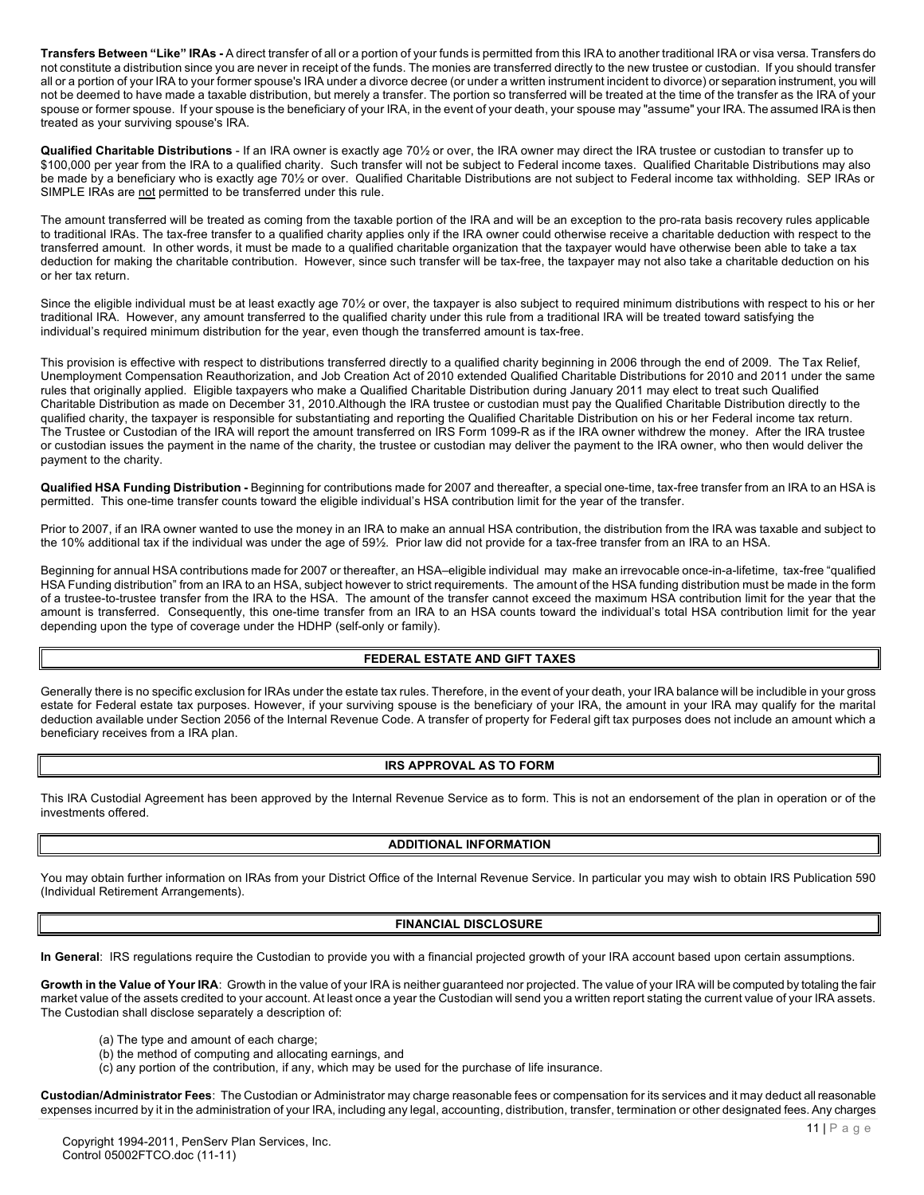**Transfers Between "Like" IRAs -** A direct transfer of all or a portion of your funds is permitted from this IRA to another traditional IRA or visa versa. Transfers do not constitute a distribution since you are never in receipt of the funds. The monies are transferred directly to the new trustee or custodian. If you should transfer all or a portion of your IRA to your former spouse's IRA under a divorce decree (or under a written instrument incident to divorce) or separation instrument, you will not be deemed to have made a taxable distribution, but merely a transfer. The portion so transferred will be treated at the time of the transfer as the IRA of your spouse or former spouse. If your spouse is the beneficiary of your IRA, in the event of your death, your spouse may "assume" your IRA. The assumed IRA is then treated as your surviving spouse's IRA.

**Qualified Charitable Distributions** - If an IRA owner is exactly age 70½ or over, the IRA owner may direct the IRA trustee or custodian to transfer up to $100,000 per year from the IRA to a qualified charity. Such transfer will not be subject to Federal income taxes. Qualified Charitable Distributions may also be made by a beneficiary who is exactly age 70½ or over. Qualified Charitable Distributions are not subject to Federal income tax withholding. SEP IRAs or SIMPLE IRAs are not permitted to be transferred under this rule.

The amount transferred will be treated as coming from the taxable portion of the IRA and will be an exception to the pro-rata basis recovery rules applicable to traditional IRAs. The tax-free transfer to a qualified charity applies only if the IRA owner could otherwise receive a charitable deduction with respect to the transferred amount. In other words, it must be made to a qualified charitable organization that the taxpayer would have otherwise been able to take a tax deduction for making the charitable contribution. However, since such transfer will be tax-free, the taxpayer may not also take a charitable deduction on his or her tax return.

Since the eligible individual must be at least exactly age 70½ or over, the taxpayer is also subject to required minimum distributions with respect to his or her traditional IRA. However, any amount transferred to the qualified charity under this rule from a traditional IRA will be treated toward satisfying the individual's required minimum distribution for the year, even though the transferred amount is tax-free.

This provision is effective with respect to distributions transferred directly to a qualified charity beginning in 2006 through the end of 2009. The Tax Relief, Unemployment Compensation Reauthorization, and Job Creation Act of 2010 extended Qualified Charitable Distributions for 2010 and 2011 under the same rules that originally applied. Eligible taxpayers who make a Qualified Charitable Distribution during January 2011 may elect to treat such Qualified Charitable Distribution as made on December 31, 2010.Although the IRA trustee or custodian must pay the Qualified Charitable Distribution directly to the qualified charity, the taxpayer is responsible for substantiating and reporting the Qualified Charitable Distribution on his or her Federal income tax return. The Trustee or Custodian of the IRA will report the amount transferred on IRS Form 1099-R as if the IRA owner withdrew the money. After the IRA trustee or custodian issues the payment in the name of the charity, the trustee or custodian may deliver the payment to the IRA owner, who then would deliver the payment to the charity.

**Qualified HSA Funding Distribution -** Beginning for contributions made for 2007 and thereafter, a special one-time, tax-free transfer from an IRA to an HSA is permitted. This one-time transfer counts toward the eligible individual's HSA contribution limit for the year of the transfer.

Prior to 2007, if an IRA owner wanted to use the money in an IRA to make an annual HSA contribution, the distribution from the IRA was taxable and subject to the 10% additional tax if the individual was under the age of 59½. Prior law did not provide for a tax-free transfer from an IRA to an HSA.

Beginning for annual HSA contributions made for 2007 or thereafter, an HSA–eligible individual may make an irrevocable once-in-a-lifetime, tax-free "qualified HSA Funding distribution" from an IRA to an HSA, subject however to strict requirements. The amount of the HSA funding distribution must be made in the form of a trustee-to-trustee transfer from the IRA to the HSA. The amount of the transfer cannot exceed the maximum HSA contribution limit for the year that the amount is transferred. Consequently, this one-time transfer from an IRA to an HSA counts toward the individual's total HSA contribution limit for the year depending upon the type of coverage under the HDHP (self-only or family).

## FEDERAL ESTATE AND GIFT TAXES

Generally there is no specific exclusion for IRAs under the estate tax rules. Therefore, in the event of your death, your IRA balance will be includible in your gross estate for Federal estate tax purposes. However, if your surviving spouse is the beneficiary of your IRA, the amount in your IRA may qualify for the marital deduction available under Section 2056 of the Internal Revenue Code. A transfer of property for Federal gift tax purposes does not include an amount which a beneficiary receives from a IRA plan.

## IRS APPROVAL AS TO FORM

This IRA Custodial Agreement has been approved by the Internal Revenue Service as to form. This is not an endorsement of the plan in operation or of the investments offered.

## ADDITIONAL INFORMATION

You may obtain further information on IRAs from your District Office of the Internal Revenue Service. In particular you may wish to obtain IRS Publication 590 (Individual Retirement Arrangements).

## FINANCIAL DISCLOSURE

**In General**: IRS regulations require the Custodian to provide you with a financial projected growth of your IRA account based upon certain assumptions.

**Growth in the Value of Your IRA**: Growth in the value of your IRA is neither guaranteed nor projected. The value of your IRA will be computed by totaling the fair market value of the assets credited to your account. At least once a year the Custodian will send you a written report stating the current value of your IRA assets. The Custodian shall disclose separately a description of:

(a) The type and amount of each charge;
(b) the method of computing and allocating earnings, and
(c) any portion of the contribution, if any, which may be used for the purchase of life insurance.

**Custodian/Administrator Fees**: The Custodian or Administrator may charge reasonable fees or compensation for its services and it may deduct all reasonable expenses incurred by it in the administration of your IRA, including any legal, accounting, distribution, transfer, termination or other designated fees. Any charges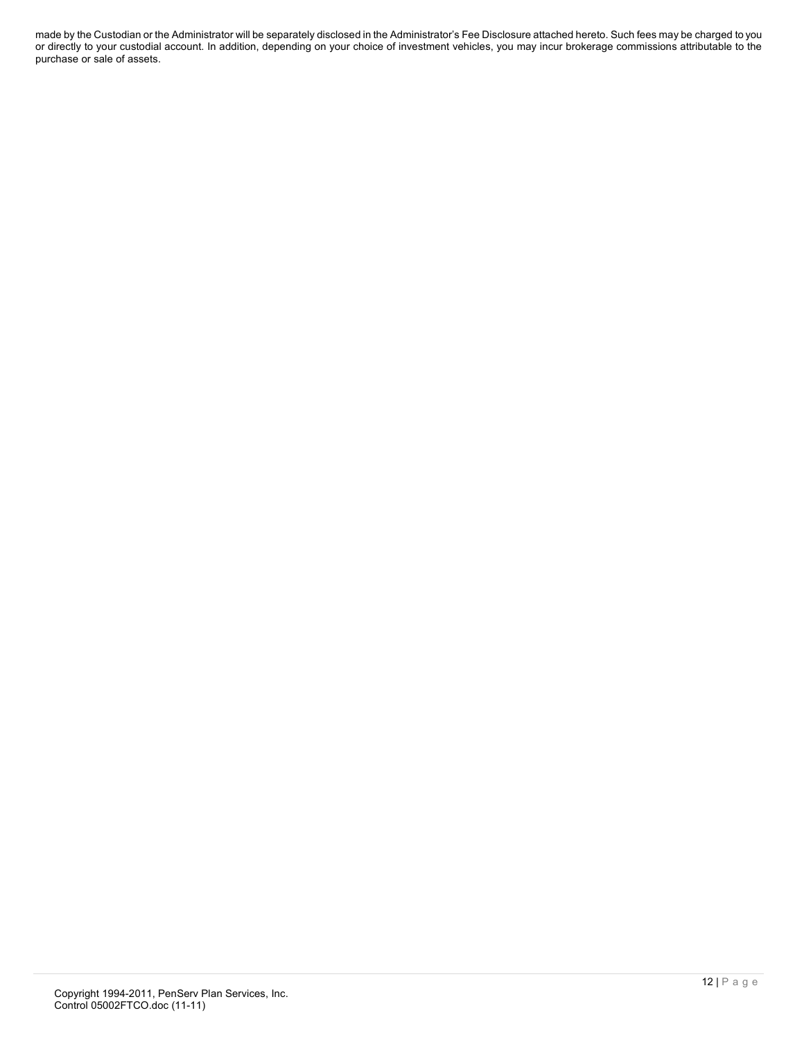made by the Custodian or the Administrator will be separately disclosed in the Administrator's Fee Disclosure attached hereto. Such fees may be charged to you or directly to your custodial account. In addition, depending on your choice of investment vehicles, you may incur brokerage commissions attributable to the purchase or sale of assets.